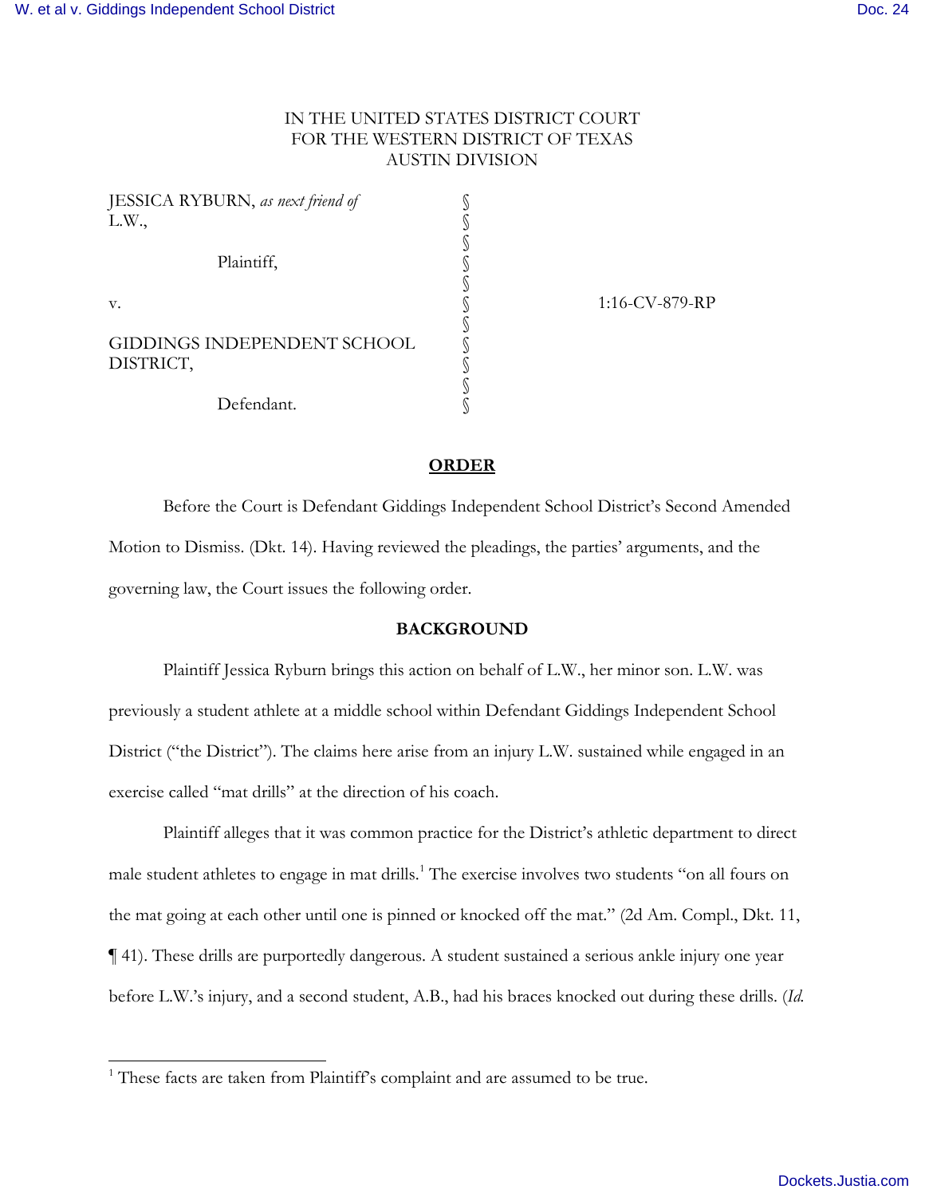IN THE UNITED STATES DISTRICT COURT
FOR THE WESTERN DISTRICT OF TEXAS
AUSTIN DIVISION

| | | |
|---|---|---|
| JESSICA RYBURN, *as next friend of* L.W., | § | |
| | § | |
| Plaintiff, | § | |
| | § | |
| v. | § | 1:16-CV-879-RP |
| | § | |
| GIDDINGS INDEPENDENT SCHOOL DISTRICT, | § | |
| | § | |
| Defendant. | § | |

## ORDER

Before the Court is Defendant Giddings Independent School District's Second Amended Motion to Dismiss. (Dkt. 14). Having reviewed the pleadings, the parties' arguments, and the governing law, the Court issues the following order.

## BACKGROUND

Plaintiff Jessica Ryburn brings this action on behalf of L.W., her minor son. L.W. was previously a student athlete at a middle school within Defendant Giddings Independent School District ("the District"). The claims here arise from an injury L.W. sustained while engaged in an exercise called "mat drills" at the direction of his coach.

Plaintiff alleges that it was common practice for the District's athletic department to direct male student athletes to engage in mat drills.[1] The exercise involves two students "on all fours on the mat going at each other until one is pinned or knocked off the mat." (2d Am. Compl., Dkt. 11, ¶ 41). These drills are purportedly dangerous. A student sustained a serious ankle injury one year before L.W.'s injury, and a second student, A.B., had his braces knocked out during these drills. (*Id.*

[1] These facts are taken from Plaintiff's complaint and are assumed to be true.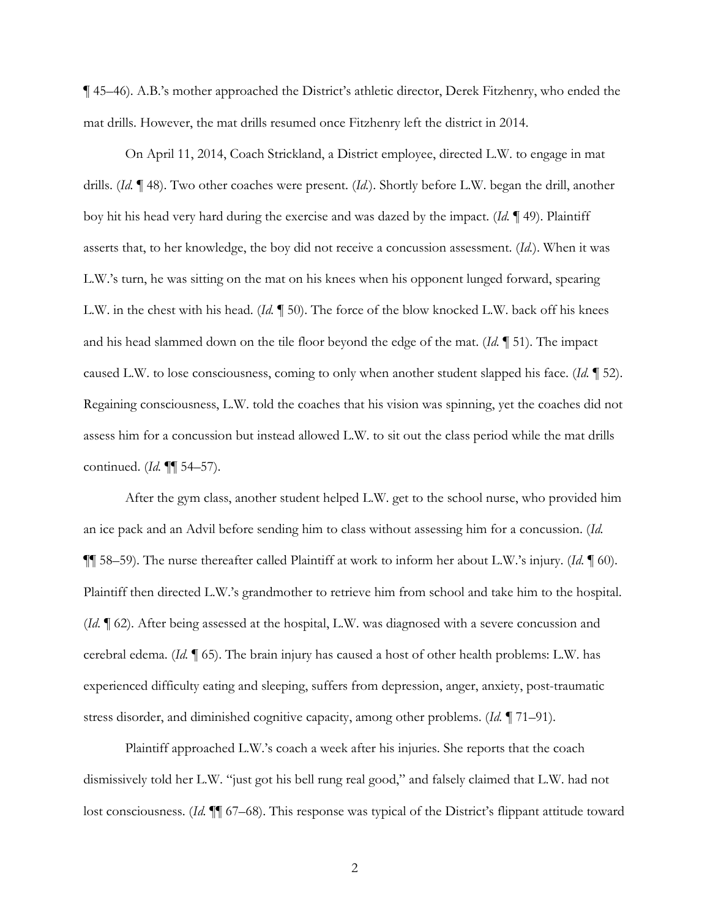¶ 45–46). A.B.'s mother approached the District's athletic director, Derek Fitzhenry, who ended the mat drills. However, the mat drills resumed once Fitzhenry left the district in 2014.

On April 11, 2014, Coach Strickland, a District employee, directed L.W. to engage in mat drills. (*Id.* ¶ 48). Two other coaches were present. (*Id.*). Shortly before L.W. began the drill, another boy hit his head very hard during the exercise and was dazed by the impact. (*Id.* ¶ 49). Plaintiff asserts that, to her knowledge, the boy did not receive a concussion assessment. (*Id.*). When it was L.W.'s turn, he was sitting on the mat on his knees when his opponent lunged forward, spearing L.W. in the chest with his head. (*Id.* ¶ 50). The force of the blow knocked L.W. back off his knees and his head slammed down on the tile floor beyond the edge of the mat. (*Id.* ¶ 51). The impact caused L.W. to lose consciousness, coming to only when another student slapped his face. (*Id.* ¶ 52). Regaining consciousness, L.W. told the coaches that his vision was spinning, yet the coaches did not assess him for a concussion but instead allowed L.W. to sit out the class period while the mat drills continued. (*Id.* ¶¶ 54–57).

After the gym class, another student helped L.W. get to the school nurse, who provided him an ice pack and an Advil before sending him to class without assessing him for a concussion. (*Id.* ¶¶ 58–59). The nurse thereafter called Plaintiff at work to inform her about L.W.'s injury. (*Id.* ¶ 60). Plaintiff then directed L.W.'s grandmother to retrieve him from school and take him to the hospital. (*Id.* ¶ 62). After being assessed at the hospital, L.W. was diagnosed with a severe concussion and cerebral edema. (*Id.* ¶ 65). The brain injury has caused a host of other health problems: L.W. has experienced difficulty eating and sleeping, suffers from depression, anger, anxiety, post-traumatic stress disorder, and diminished cognitive capacity, among other problems. (*Id.* ¶ 71–91).

Plaintiff approached L.W.'s coach a week after his injuries. She reports that the coach dismissively told her L.W. "just got his bell rung real good," and falsely claimed that L.W. had not lost consciousness. (*Id.* ¶¶ 67–68). This response was typical of the District's flippant attitude toward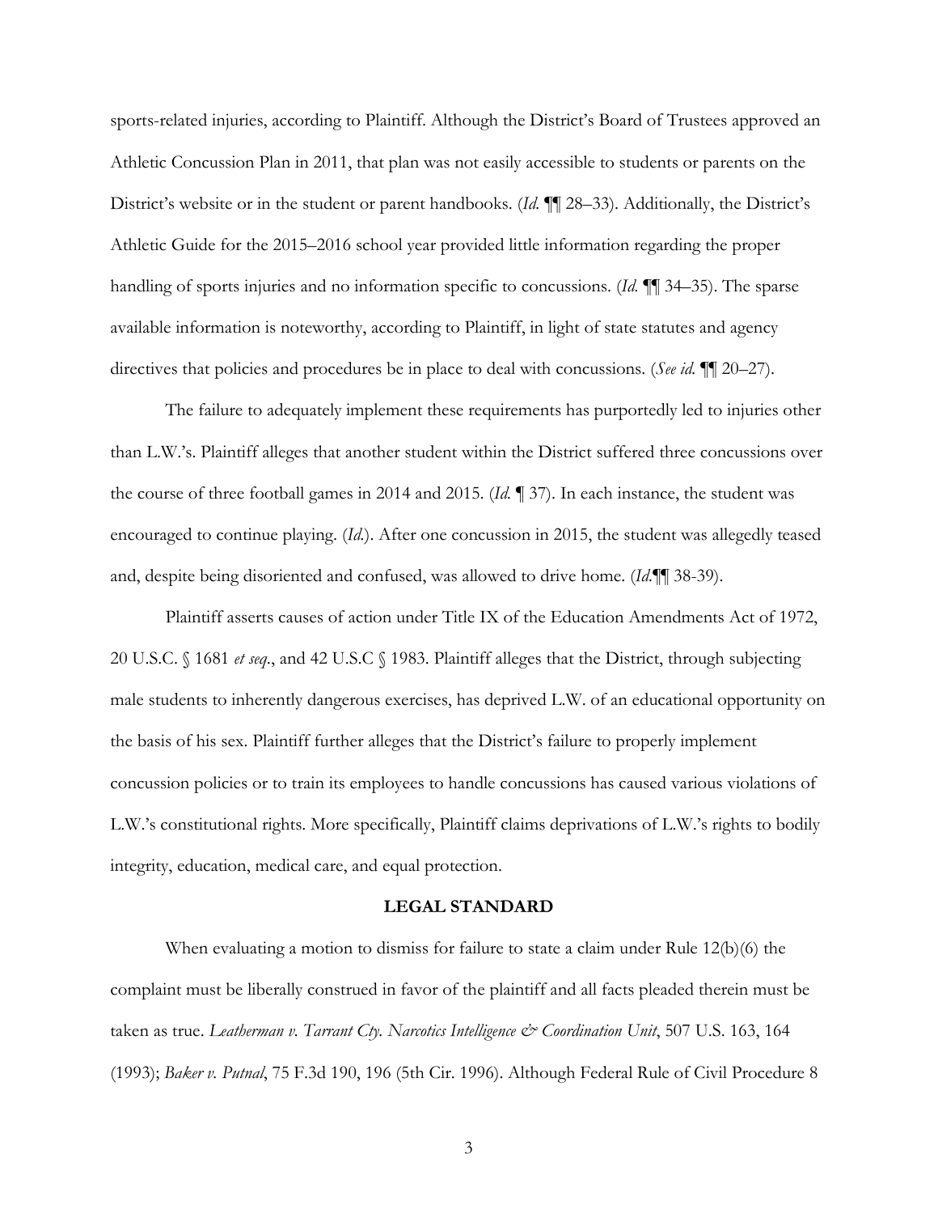sports-related injuries, according to Plaintiff. Although the District's Board of Trustees approved an Athletic Concussion Plan in 2011, that plan was not easily accessible to students or parents on the District's website or in the student or parent handbooks. (*Id.* ¶¶ 28–33). Additionally, the District's Athletic Guide for the 2015–2016 school year provided little information regarding the proper handling of sports injuries and no information specific to concussions. (*Id.* ¶¶ 34–35). The sparse available information is noteworthy, according to Plaintiff, in light of state statutes and agency directives that policies and procedures be in place to deal with concussions. (*See id.* ¶¶ 20–27).

The failure to adequately implement these requirements has purportedly led to injuries other than L.W.'s. Plaintiff alleges that another student within the District suffered three concussions over the course of three football games in 2014 and 2015. (*Id.* ¶ 37). In each instance, the student was encouraged to continue playing. (*Id.*). After one concussion in 2015, the student was allegedly teased and, despite being disoriented and confused, was allowed to drive home. (*Id.*¶¶ 38-39).

Plaintiff asserts causes of action under Title IX of the Education Amendments Act of 1972, 20 U.S.C. § 1681 *et seq*., and 42 U.S.C § 1983. Plaintiff alleges that the District, through subjecting male students to inherently dangerous exercises, has deprived L.W. of an educational opportunity on the basis of his sex. Plaintiff further alleges that the District's failure to properly implement concussion policies or to train its employees to handle concussions has caused various violations of L.W.'s constitutional rights. More specifically, Plaintiff claims deprivations of L.W.'s rights to bodily integrity, education, medical care, and equal protection.

## LEGAL STANDARD

When evaluating a motion to dismiss for failure to state a claim under Rule 12(b)(6) the complaint must be liberally construed in favor of the plaintiff and all facts pleaded therein must be taken as true. *Leatherman v. Tarrant Cty. Narcotics Intelligence & Coordination Unit*, 507 U.S. 163, 164 (1993); *Baker v. Putnal*, 75 F.3d 190, 196 (5th Cir. 1996). Although Federal Rule of Civil Procedure 8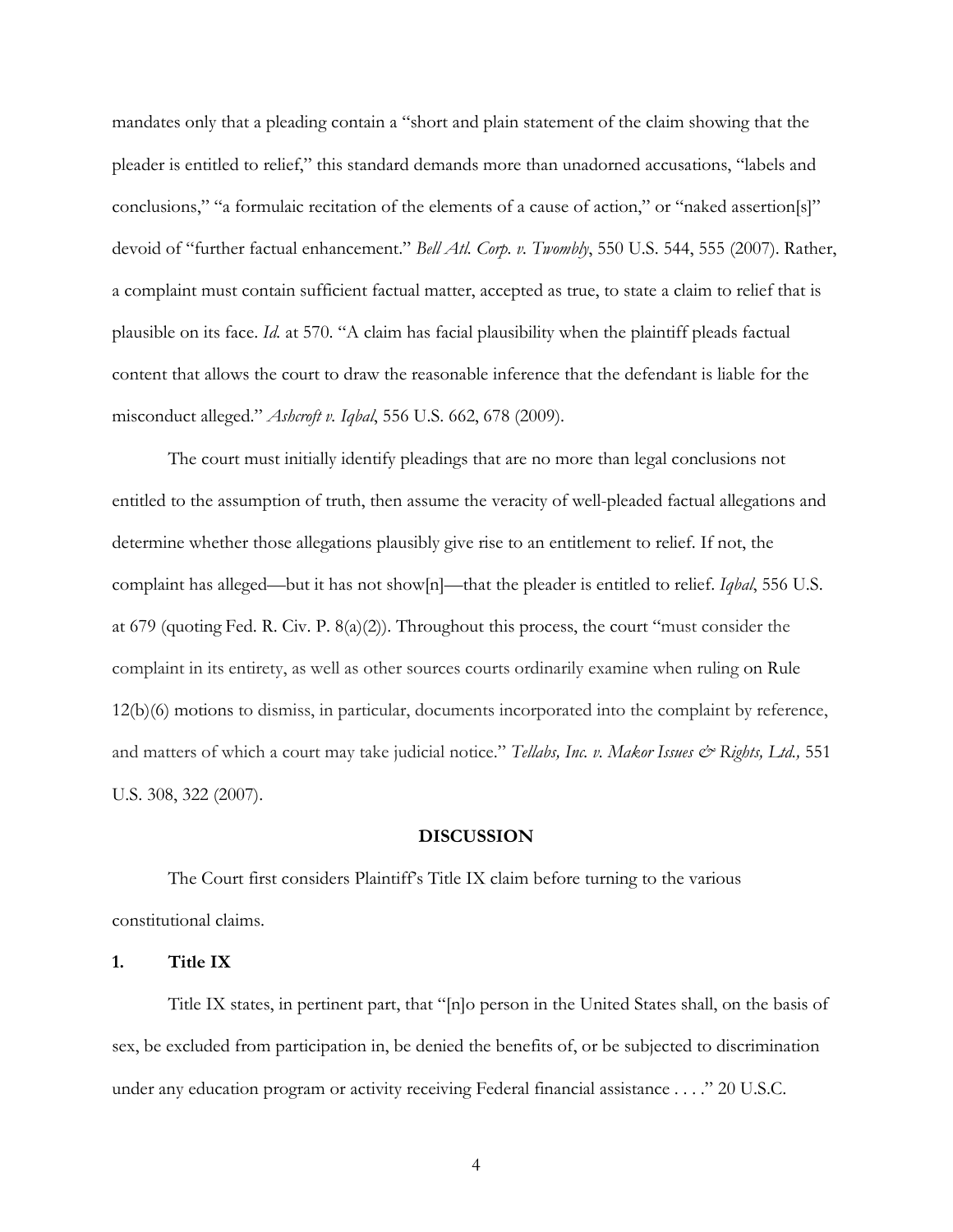mandates only that a pleading contain a "short and plain statement of the claim showing that the pleader is entitled to relief," this standard demands more than unadorned accusations, "labels and conclusions," "a formulaic recitation of the elements of a cause of action," or "naked assertion[s]" devoid of "further factual enhancement." *Bell Atl. Corp. v. Twombly*, 550 U.S. 544, 555 (2007). Rather, a complaint must contain sufficient factual matter, accepted as true, to state a claim to relief that is plausible on its face. *Id.* at 570. "A claim has facial plausibility when the plaintiff pleads factual content that allows the court to draw the reasonable inference that the defendant is liable for the misconduct alleged." *Ashcroft v. Iqbal*, 556 U.S. 662, 678 (2009).

The court must initially identify pleadings that are no more than legal conclusions not entitled to the assumption of truth, then assume the veracity of well-pleaded factual allegations and determine whether those allegations plausibly give rise to an entitlement to relief. If not, the complaint has alleged—but it has not show[n]—that the pleader is entitled to relief. *Iqbal*, 556 U.S. at 679 (quoting Fed. R. Civ. P. 8(a)(2)). Throughout this process, the court "must consider the complaint in its entirety, as well as other sources courts ordinarily examine when ruling on Rule 12(b)(6) motions to dismiss, in particular, documents incorporated into the complaint by reference, and matters of which a court may take judicial notice." *Tellabs, Inc. v. Makor Issues & Rights, Ltd.,* 551 U.S. 308, 322 (2007).

## DISCUSSION

The Court first considers Plaintiff's Title IX claim before turning to the various constitutional claims.

### 1. Title IX

Title IX states, in pertinent part, that "[n]o person in the United States shall, on the basis of sex, be excluded from participation in, be denied the benefits of, or be subjected to discrimination under any education program or activity receiving Federal financial assistance . . . ." 20 U.S.C.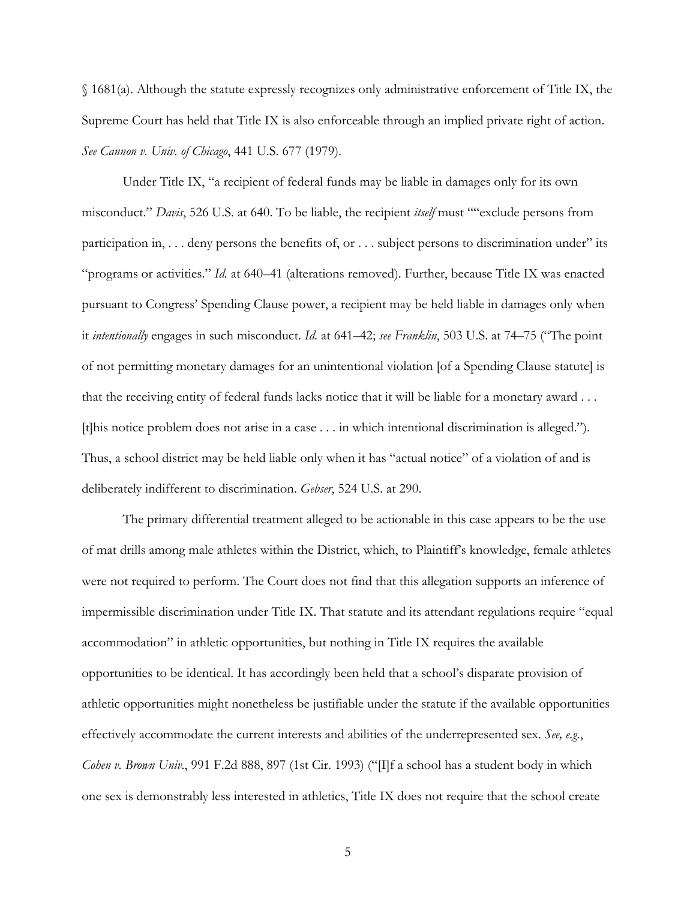§ 1681(a). Although the statute expressly recognizes only administrative enforcement of Title IX, the Supreme Court has held that Title IX is also enforceable through an implied private right of action. *See Cannon v. Univ. of Chicago*, 441 U.S. 677 (1979).

Under Title IX, "a recipient of federal funds may be liable in damages only for its own misconduct." *Davis*, 526 U.S. at 640. To be liable, the recipient *itself* must ""exclude persons from participation in, . . . deny persons the benefits of, or . . . subject persons to discrimination under" its "programs or activities." *Id.* at 640–41 (alterations removed). Further, because Title IX was enacted pursuant to Congress' Spending Clause power, a recipient may be held liable in damages only when it *intentionally* engages in such misconduct. *Id.* at 641–42; *see Franklin*, 503 U.S. at 74–75 ("The point of not permitting monetary damages for an unintentional violation [of a Spending Clause statute] is that the receiving entity of federal funds lacks notice that it will be liable for a monetary award . . . [t]his notice problem does not arise in a case . . . in which intentional discrimination is alleged."). Thus, a school district may be held liable only when it has "actual notice" of a violation of and is deliberately indifferent to discrimination. *Gebser*, 524 U.S. at 290.

The primary differential treatment alleged to be actionable in this case appears to be the use of mat drills among male athletes within the District, which, to Plaintiff's knowledge, female athletes were not required to perform. The Court does not find that this allegation supports an inference of impermissible discrimination under Title IX. That statute and its attendant regulations require "equal accommodation" in athletic opportunities, but nothing in Title IX requires the available opportunities to be identical. It has accordingly been held that a school's disparate provision of athletic opportunities might nonetheless be justifiable under the statute if the available opportunities effectively accommodate the current interests and abilities of the underrepresented sex. *See, e.g.*, *Cohen v. Brown Univ.*, 991 F.2d 888, 897 (1st Cir. 1993) ("[I]f a school has a student body in which one sex is demonstrably less interested in athletics, Title IX does not require that the school create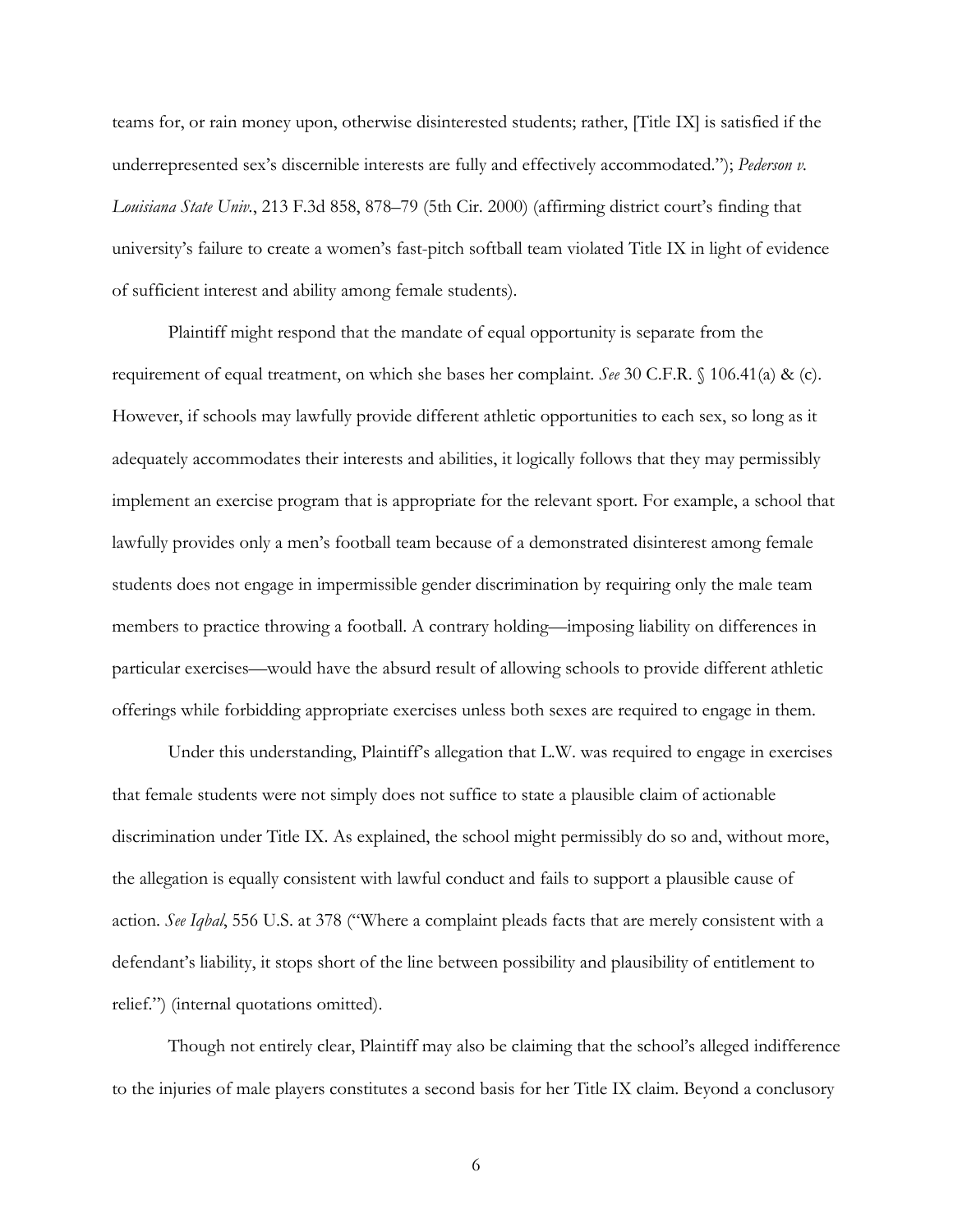teams for, or rain money upon, otherwise disinterested students; rather, [Title IX] is satisfied if the underrepresented sex's discernible interests are fully and effectively accommodated."); *Pederson v. Louisiana State Univ.*, 213 F.3d 858, 878–79 (5th Cir. 2000) (affirming district court's finding that university's failure to create a women's fast-pitch softball team violated Title IX in light of evidence of sufficient interest and ability among female students).

Plaintiff might respond that the mandate of equal opportunity is separate from the requirement of equal treatment, on which she bases her complaint. *See* 30 C.F.R. § 106.41(a) & (c). However, if schools may lawfully provide different athletic opportunities to each sex, so long as it adequately accommodates their interests and abilities, it logically follows that they may permissibly implement an exercise program that is appropriate for the relevant sport. For example, a school that lawfully provides only a men's football team because of a demonstrated disinterest among female students does not engage in impermissible gender discrimination by requiring only the male team members to practice throwing a football. A contrary holding—imposing liability on differences in particular exercises—would have the absurd result of allowing schools to provide different athletic offerings while forbidding appropriate exercises unless both sexes are required to engage in them.

Under this understanding, Plaintiff's allegation that L.W. was required to engage in exercises that female students were not simply does not suffice to state a plausible claim of actionable discrimination under Title IX. As explained, the school might permissibly do so and, without more, the allegation is equally consistent with lawful conduct and fails to support a plausible cause of action. *See Iqbal*, 556 U.S. at 378 ("Where a complaint pleads facts that are merely consistent with a defendant's liability, it stops short of the line between possibility and plausibility of entitlement to relief.") (internal quotations omitted).

Though not entirely clear, Plaintiff may also be claiming that the school's alleged indifference to the injuries of male players constitutes a second basis for her Title IX claim. Beyond a conclusory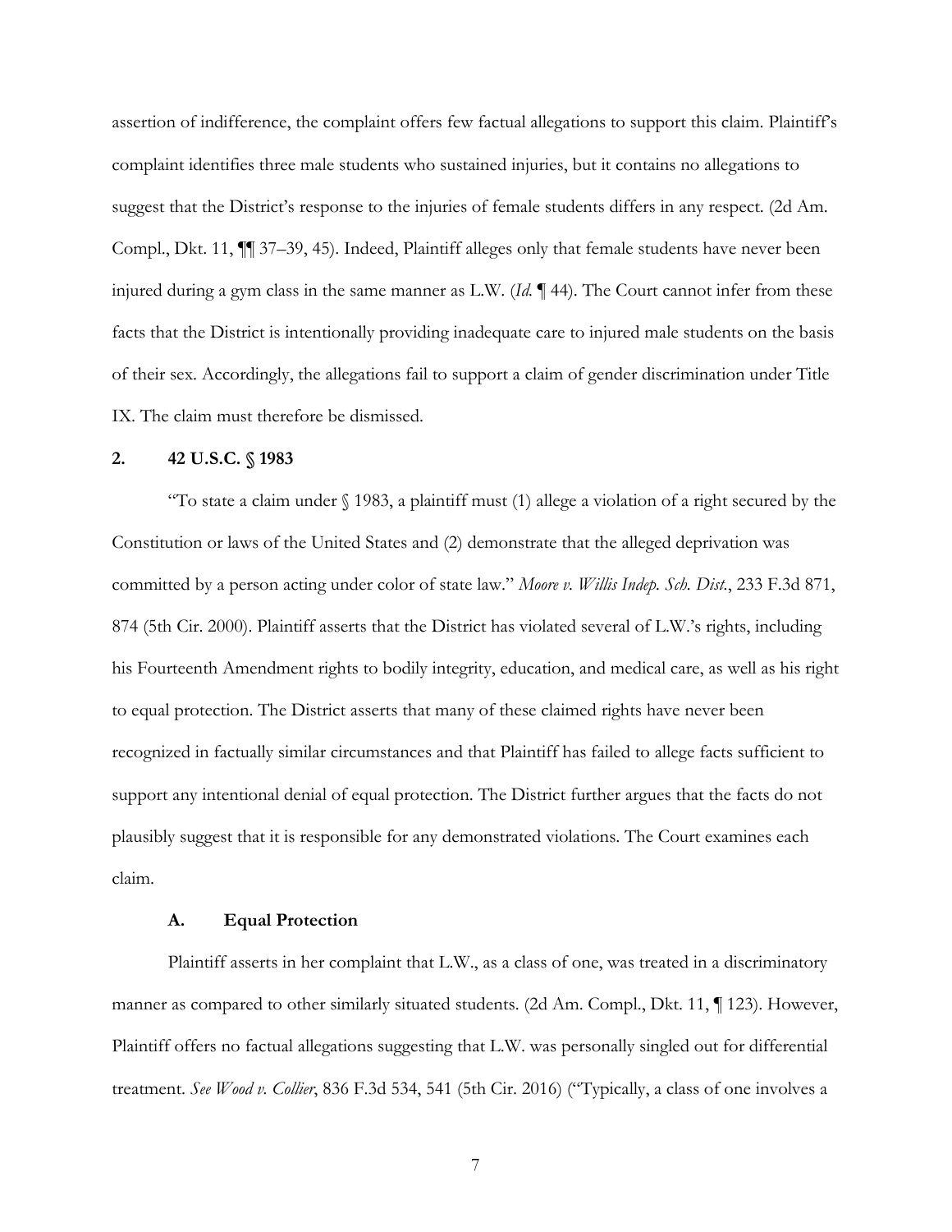assertion of indifference, the complaint offers few factual allegations to support this claim. Plaintiff's complaint identifies three male students who sustained injuries, but it contains no allegations to suggest that the District's response to the injuries of female students differs in any respect. (2d Am. Compl., Dkt. 11, ¶¶ 37–39, 45). Indeed, Plaintiff alleges only that female students have never been injured during a gym class in the same manner as L.W. (*Id.* ¶ 44). The Court cannot infer from these facts that the District is intentionally providing inadequate care to injured male students on the basis of their sex. Accordingly, the allegations fail to support a claim of gender discrimination under Title IX. The claim must therefore be dismissed.

### 2. 42 U.S.C. § 1983

"To state a claim under § 1983, a plaintiff must (1) allege a violation of a right secured by the Constitution or laws of the United States and (2) demonstrate that the alleged deprivation was committed by a person acting under color of state law." *Moore v. Willis Indep. Sch. Dist.*, 233 F.3d 871, 874 (5th Cir. 2000). Plaintiff asserts that the District has violated several of L.W.'s rights, including his Fourteenth Amendment rights to bodily integrity, education, and medical care, as well as his right to equal protection. The District asserts that many of these claimed rights have never been recognized in factually similar circumstances and that Plaintiff has failed to allege facts sufficient to support any intentional denial of equal protection. The District further argues that the facts do not plausibly suggest that it is responsible for any demonstrated violations. The Court examines each claim.

#### A. Equal Protection

Plaintiff asserts in her complaint that L.W., as a class of one, was treated in a discriminatory manner as compared to other similarly situated students. (2d Am. Compl., Dkt. 11, ¶ 123). However, Plaintiff offers no factual allegations suggesting that L.W. was personally singled out for differential treatment. *See Wood v. Collier*, 836 F.3d 534, 541 (5th Cir. 2016) ("Typically, a class of one involves a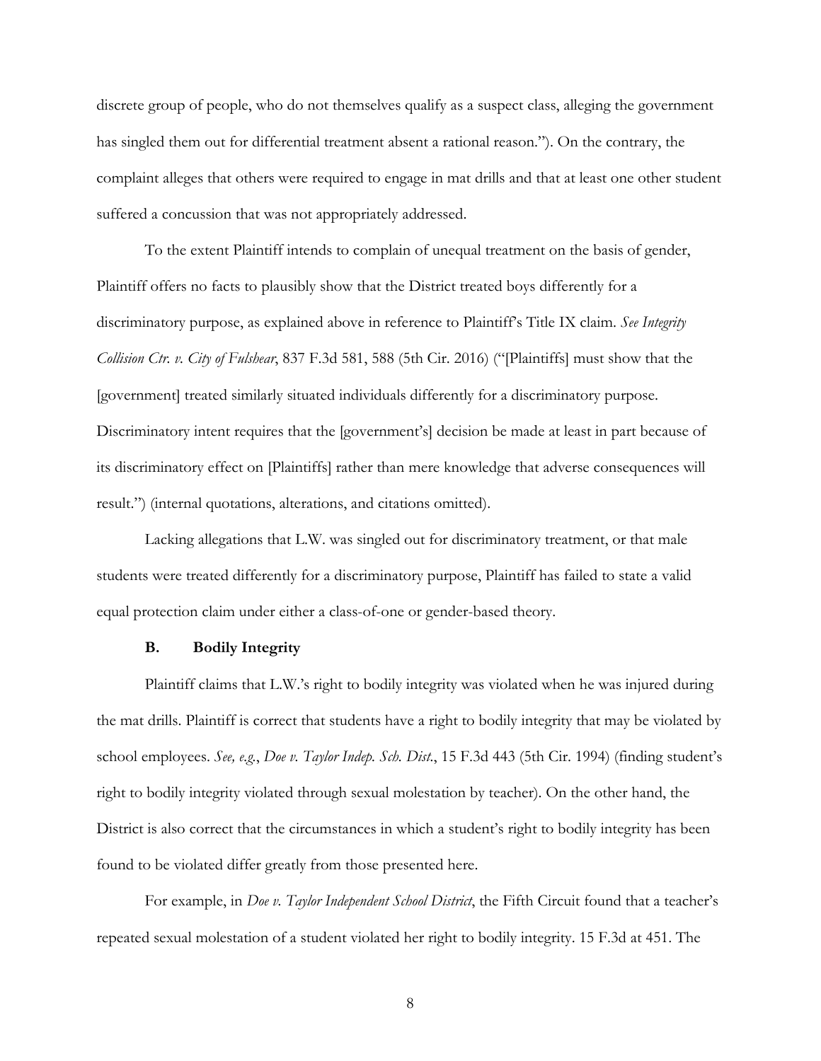discrete group of people, who do not themselves qualify as a suspect class, alleging the government has singled them out for differential treatment absent a rational reason."). On the contrary, the complaint alleges that others were required to engage in mat drills and that at least one other student suffered a concussion that was not appropriately addressed.

To the extent Plaintiff intends to complain of unequal treatment on the basis of gender, Plaintiff offers no facts to plausibly show that the District treated boys differently for a discriminatory purpose, as explained above in reference to Plaintiff's Title IX claim. *See Integrity Collision Ctr. v. City of Fulshear*, 837 F.3d 581, 588 (5th Cir. 2016) ("[Plaintiffs] must show that the [government] treated similarly situated individuals differently for a discriminatory purpose. Discriminatory intent requires that the [government's] decision be made at least in part because of its discriminatory effect on [Plaintiffs] rather than mere knowledge that adverse consequences will result.") (internal quotations, alterations, and citations omitted).

Lacking allegations that L.W. was singled out for discriminatory treatment, or that male students were treated differently for a discriminatory purpose, Plaintiff has failed to state a valid equal protection claim under either a class-of-one or gender-based theory.

### B. Bodily Integrity

Plaintiff claims that L.W.'s right to bodily integrity was violated when he was injured during the mat drills. Plaintiff is correct that students have a right to bodily integrity that may be violated by school employees. *See, e.g.*, *Doe v. Taylor Indep. Sch. Dist.*, 15 F.3d 443 (5th Cir. 1994) (finding student's right to bodily integrity violated through sexual molestation by teacher). On the other hand, the District is also correct that the circumstances in which a student's right to bodily integrity has been found to be violated differ greatly from those presented here.

For example, in *Doe v. Taylor Independent School District*, the Fifth Circuit found that a teacher's repeated sexual molestation of a student violated her right to bodily integrity. 15 F.3d at 451. The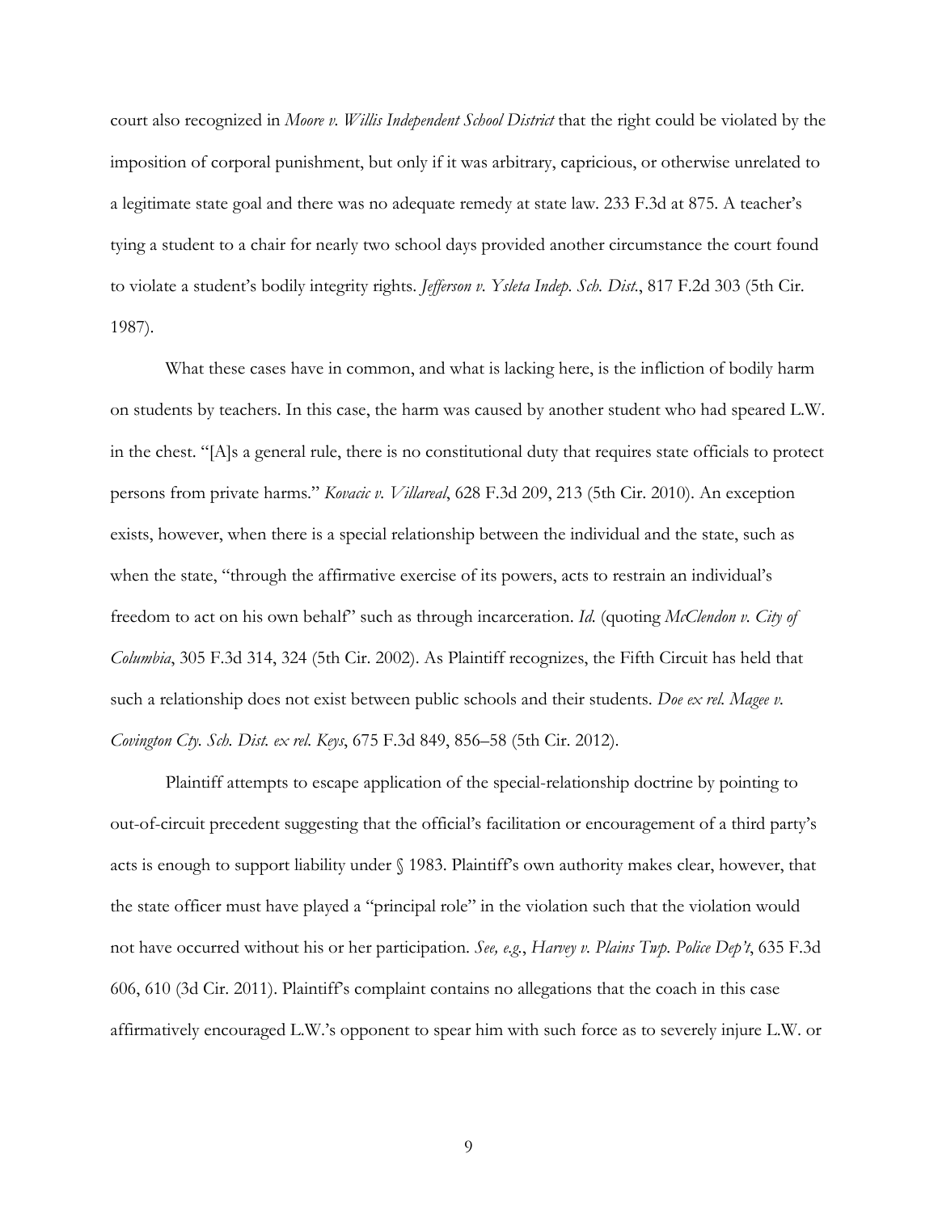court also recognized in *Moore v. Willis Independent School District* that the right could be violated by the imposition of corporal punishment, but only if it was arbitrary, capricious, or otherwise unrelated to a legitimate state goal and there was no adequate remedy at state law. 233 F.3d at 875. A teacher's tying a student to a chair for nearly two school days provided another circumstance the court found to violate a student's bodily integrity rights. *Jefferson v. Ysleta Indep. Sch. Dist.*, 817 F.2d 303 (5th Cir. 1987).

What these cases have in common, and what is lacking here, is the infliction of bodily harm on students by teachers. In this case, the harm was caused by another student who had speared L.W. in the chest. "[A]s a general rule, there is no constitutional duty that requires state officials to protect persons from private harms." *Kovacic v. Villareal*, 628 F.3d 209, 213 (5th Cir. 2010). An exception exists, however, when there is a special relationship between the individual and the state, such as when the state, "through the affirmative exercise of its powers, acts to restrain an individual's freedom to act on his own behalf" such as through incarceration. *Id.* (quoting *McClendon v. City of Columbia*, 305 F.3d 314, 324 (5th Cir. 2002). As Plaintiff recognizes, the Fifth Circuit has held that such a relationship does not exist between public schools and their students. *Doe ex rel. Magee v. Covington Cty. Sch. Dist. ex rel. Keys*, 675 F.3d 849, 856–58 (5th Cir. 2012).

Plaintiff attempts to escape application of the special-relationship doctrine by pointing to out-of-circuit precedent suggesting that the official's facilitation or encouragement of a third party's acts is enough to support liability under § 1983. Plaintiff's own authority makes clear, however, that the state officer must have played a "principal role" in the violation such that the violation would not have occurred without his or her participation. *See, e.g.*, *Harvey v. Plains Twp. Police Dep't*, 635 F.3d 606, 610 (3d Cir. 2011). Plaintiff's complaint contains no allegations that the coach in this case affirmatively encouraged L.W.'s opponent to spear him with such force as to severely injure L.W. or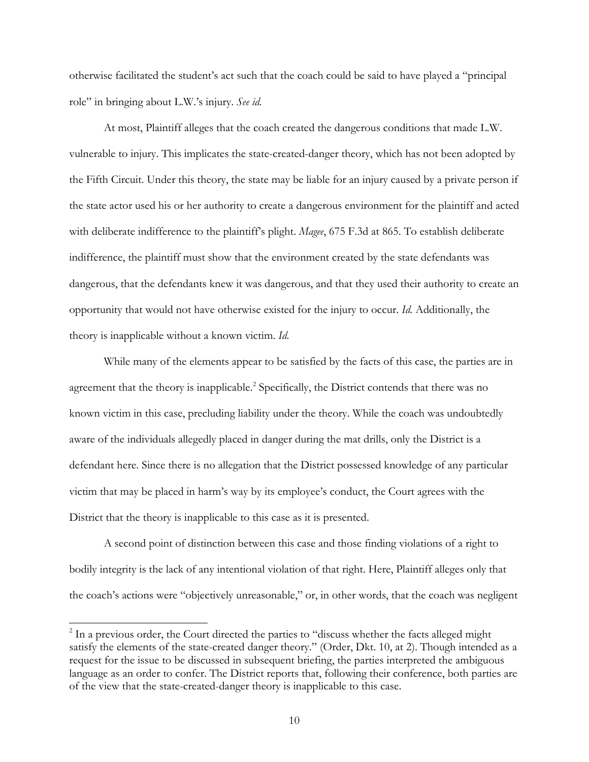otherwise facilitated the student's act such that the coach could be said to have played a "principal role" in bringing about L.W.'s injury. *See id.*

At most, Plaintiff alleges that the coach created the dangerous conditions that made L.W. vulnerable to injury. This implicates the state-created-danger theory, which has not been adopted by the Fifth Circuit. Under this theory, the state may be liable for an injury caused by a private person if the state actor used his or her authority to create a dangerous environment for the plaintiff and acted with deliberate indifference to the plaintiff's plight. *Magee*, 675 F.3d at 865. To establish deliberate indifference, the plaintiff must show that the environment created by the state defendants was dangerous, that the defendants knew it was dangerous, and that they used their authority to create an opportunity that would not have otherwise existed for the injury to occur. *Id.* Additionally, the theory is inapplicable without a known victim. *Id.*

While many of the elements appear to be satisfied by the facts of this case, the parties are in agreement that the theory is inapplicable.[2] Specifically, the District contends that there was no known victim in this case, precluding liability under the theory. While the coach was undoubtedly aware of the individuals allegedly placed in danger during the mat drills, only the District is a defendant here. Since there is no allegation that the District possessed knowledge of any particular victim that may be placed in harm's way by its employee's conduct, the Court agrees with the District that the theory is inapplicable to this case as it is presented.

A second point of distinction between this case and those finding violations of a right to bodily integrity is the lack of any intentional violation of that right. Here, Plaintiff alleges only that the coach's actions were "objectively unreasonable," or, in other words, that the coach was negligent

[2] In a previous order, the Court directed the parties to "discuss whether the facts alleged might satisfy the elements of the state-created danger theory." (Order, Dkt. 10, at 2). Though intended as a request for the issue to be discussed in subsequent briefing, the parties interpreted the ambiguous language as an order to confer. The District reports that, following their conference, both parties are of the view that the state-created-danger theory is inapplicable to this case.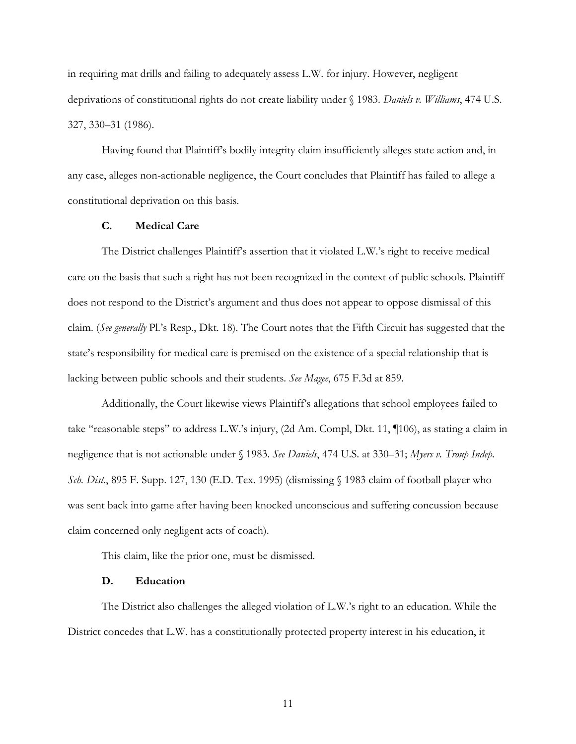in requiring mat drills and failing to adequately assess L.W. for injury. However, negligent deprivations of constitutional rights do not create liability under § 1983. *Daniels v. Williams*, 474 U.S. 327, 330–31 (1986).

Having found that Plaintiff's bodily integrity claim insufficiently alleges state action and, in any case, alleges non-actionable negligence, the Court concludes that Plaintiff has failed to allege a constitutional deprivation on this basis.

### C. Medical Care

The District challenges Plaintiff's assertion that it violated L.W.'s right to receive medical care on the basis that such a right has not been recognized in the context of public schools. Plaintiff does not respond to the District's argument and thus does not appear to oppose dismissal of this claim. (*See generally* Pl.'s Resp., Dkt. 18). The Court notes that the Fifth Circuit has suggested that the state's responsibility for medical care is premised on the existence of a special relationship that is lacking between public schools and their students. *See Magee*, 675 F.3d at 859.

Additionally, the Court likewise views Plaintiff's allegations that school employees failed to take "reasonable steps" to address L.W.'s injury, (2d Am. Compl, Dkt. 11, ¶106), as stating a claim in negligence that is not actionable under § 1983. *See Daniels*, 474 U.S. at 330–31; *Myers v. Troup Indep. Sch. Dist.*, 895 F. Supp. 127, 130 (E.D. Tex. 1995) (dismissing § 1983 claim of football player who was sent back into game after having been knocked unconscious and suffering concussion because claim concerned only negligent acts of coach).

This claim, like the prior one, must be dismissed.

### D. Education

The District also challenges the alleged violation of L.W.'s right to an education. While the District concedes that L.W. has a constitutionally protected property interest in his education, it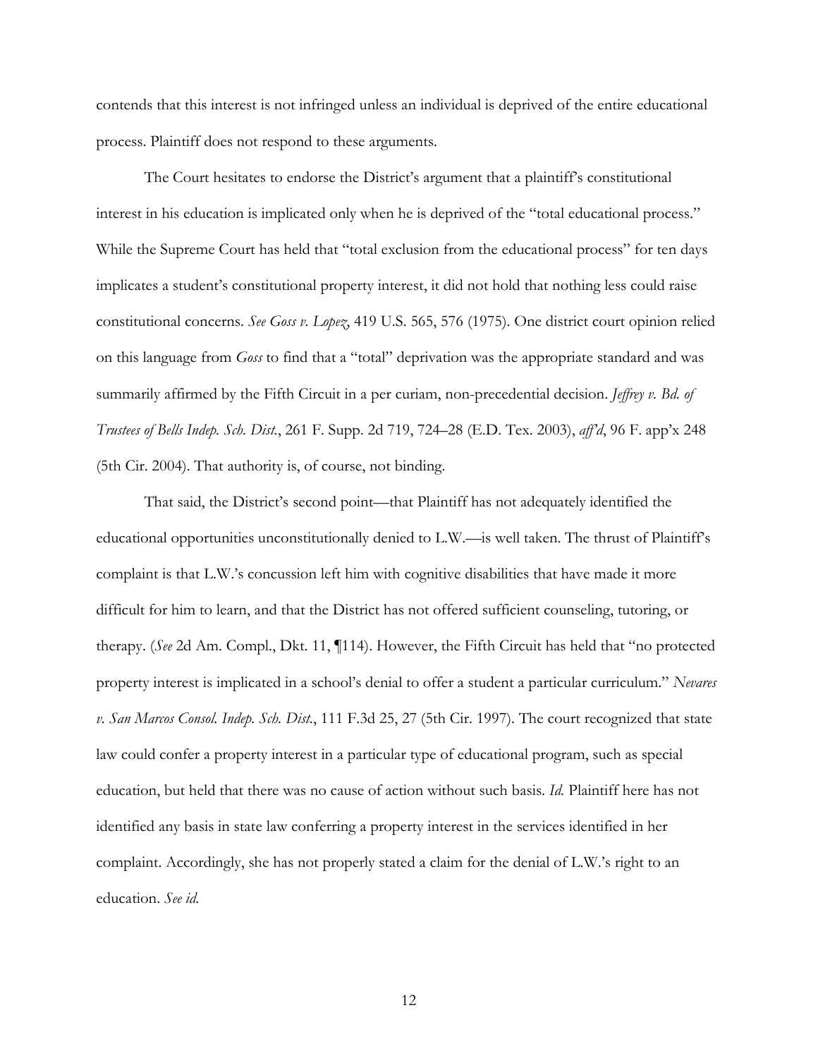contends that this interest is not infringed unless an individual is deprived of the entire educational process. Plaintiff does not respond to these arguments.

The Court hesitates to endorse the District's argument that a plaintiff's constitutional interest in his education is implicated only when he is deprived of the "total educational process." While the Supreme Court has held that "total exclusion from the educational process" for ten days implicates a student's constitutional property interest, it did not hold that nothing less could raise constitutional concerns. *See Goss v. Lopez*, 419 U.S. 565, 576 (1975). One district court opinion relied on this language from *Goss* to find that a "total" deprivation was the appropriate standard and was summarily affirmed by the Fifth Circuit in a per curiam, non-precedential decision. *Jeffrey v. Bd. of Trustees of Bells Indep. Sch. Dist.*, 261 F. Supp. 2d 719, 724–28 (E.D. Tex. 2003), *aff'd*, 96 F. app'x 248 (5th Cir. 2004). That authority is, of course, not binding.

That said, the District's second point—that Plaintiff has not adequately identified the educational opportunities unconstitutionally denied to L.W.—is well taken. The thrust of Plaintiff's complaint is that L.W.'s concussion left him with cognitive disabilities that have made it more difficult for him to learn, and that the District has not offered sufficient counseling, tutoring, or therapy. (*See* 2d Am. Compl., Dkt. 11, ¶114). However, the Fifth Circuit has held that "no protected property interest is implicated in a school's denial to offer a student a particular curriculum." *Nevares v. San Marcos Consol. Indep. Sch. Dist.*, 111 F.3d 25, 27 (5th Cir. 1997). The court recognized that state law could confer a property interest in a particular type of educational program, such as special education, but held that there was no cause of action without such basis. *Id.* Plaintiff here has not identified any basis in state law conferring a property interest in the services identified in her complaint. Accordingly, she has not properly stated a claim for the denial of L.W.'s right to an education. *See id.*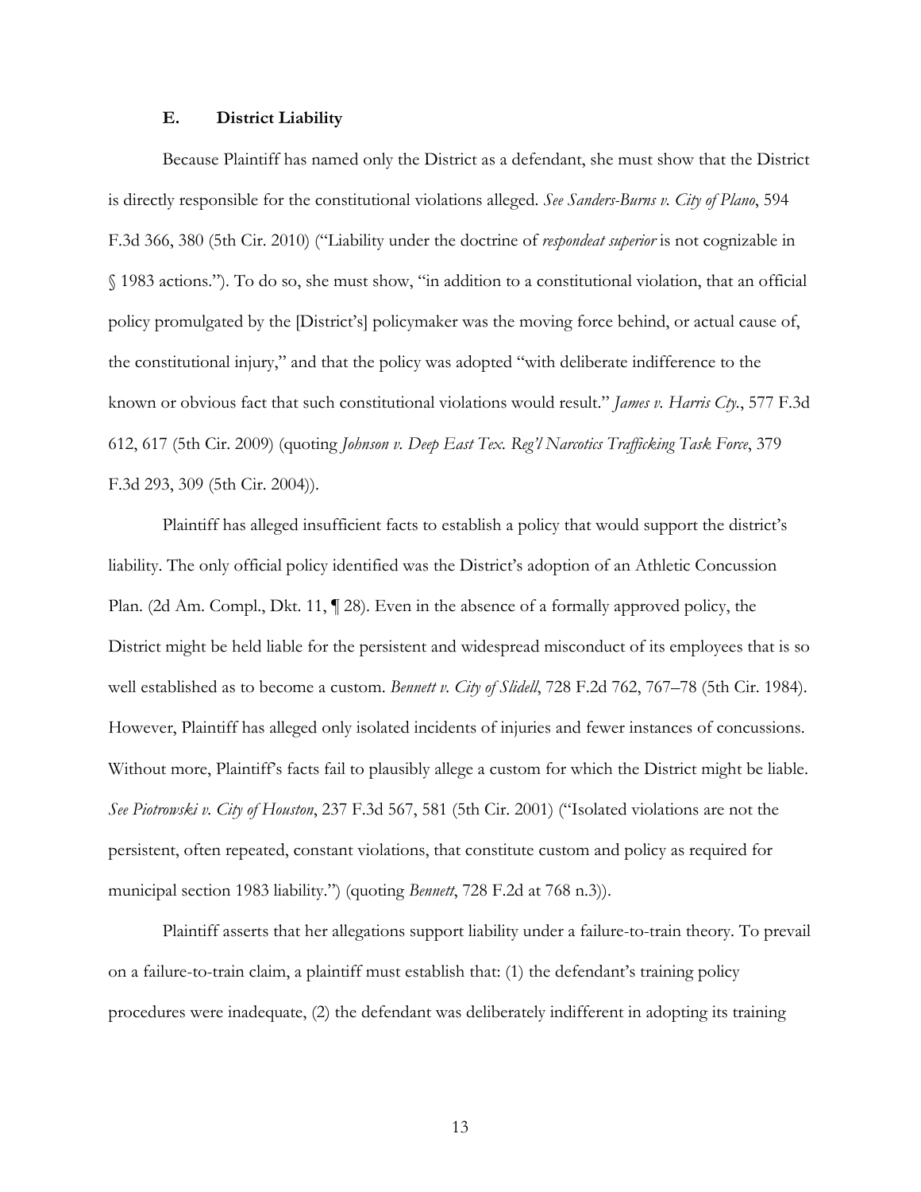### E. District Liability

Because Plaintiff has named only the District as a defendant, she must show that the District is directly responsible for the constitutional violations alleged. *See Sanders-Burns v. City of Plano*, 594 F.3d 366, 380 (5th Cir. 2010) ("Liability under the doctrine of *respondeat superior* is not cognizable in § 1983 actions."). To do so, she must show, "in addition to a constitutional violation, that an official policy promulgated by the [District's] policymaker was the moving force behind, or actual cause of, the constitutional injury," and that the policy was adopted "with deliberate indifference to the known or obvious fact that such constitutional violations would result." *James v. Harris Cty.*, 577 F.3d 612, 617 (5th Cir. 2009) (quoting *Johnson v. Deep East Tex. Reg'l Narcotics Trafficking Task Force*, 379 F.3d 293, 309 (5th Cir. 2004)).

Plaintiff has alleged insufficient facts to establish a policy that would support the district's liability. The only official policy identified was the District's adoption of an Athletic Concussion Plan. (2d Am. Compl., Dkt. 11, ¶ 28). Even in the absence of a formally approved policy, the District might be held liable for the persistent and widespread misconduct of its employees that is so well established as to become a custom. *Bennett v. City of Slidell*, 728 F.2d 762, 767–78 (5th Cir. 1984). However, Plaintiff has alleged only isolated incidents of injuries and fewer instances of concussions. Without more, Plaintiff's facts fail to plausibly allege a custom for which the District might be liable. *See Piotrowski v. City of Houston*, 237 F.3d 567, 581 (5th Cir. 2001) ("Isolated violations are not the persistent, often repeated, constant violations, that constitute custom and policy as required for municipal section 1983 liability.") (quoting *Bennett*, 728 F.2d at 768 n.3)).

Plaintiff asserts that her allegations support liability under a failure-to-train theory. To prevail on a failure-to-train claim, a plaintiff must establish that: (1) the defendant's training policy procedures were inadequate, (2) the defendant was deliberately indifferent in adopting its training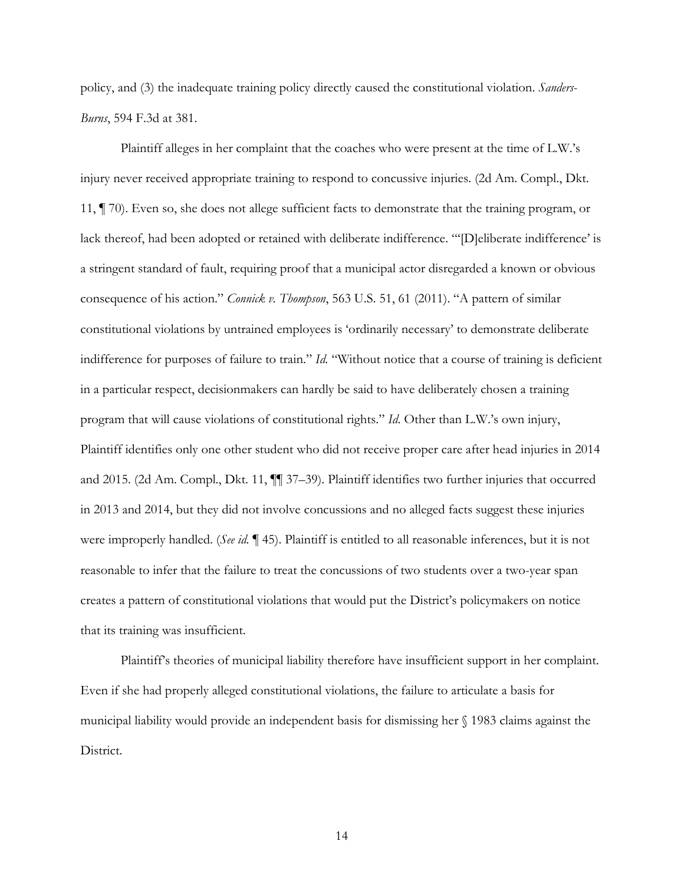policy, and (3) the inadequate training policy directly caused the constitutional violation. *Sanders-Burns*, 594 F.3d at 381.

Plaintiff alleges in her complaint that the coaches who were present at the time of L.W.'s injury never received appropriate training to respond to concussive injuries. (2d Am. Compl., Dkt. 11, ¶ 70). Even so, she does not allege sufficient facts to demonstrate that the training program, or lack thereof, had been adopted or retained with deliberate indifference. "'[D]eliberate indifference' is a stringent standard of fault, requiring proof that a municipal actor disregarded a known or obvious consequence of his action." *Connick v. Thompson*, 563 U.S. 51, 61 (2011). "A pattern of similar constitutional violations by untrained employees is 'ordinarily necessary' to demonstrate deliberate indifference for purposes of failure to train." *Id.* "Without notice that a course of training is deficient in a particular respect, decisionmakers can hardly be said to have deliberately chosen a training program that will cause violations of constitutional rights." *Id.* Other than L.W.'s own injury, Plaintiff identifies only one other student who did not receive proper care after head injuries in 2014 and 2015. (2d Am. Compl., Dkt. 11, ¶¶ 37–39). Plaintiff identifies two further injuries that occurred in 2013 and 2014, but they did not involve concussions and no alleged facts suggest these injuries were improperly handled. (*See id.* ¶ 45). Plaintiff is entitled to all reasonable inferences, but it is not reasonable to infer that the failure to treat the concussions of two students over a two-year span creates a pattern of constitutional violations that would put the District's policymakers on notice that its training was insufficient.

Plaintiff's theories of municipal liability therefore have insufficient support in her complaint. Even if she had properly alleged constitutional violations, the failure to articulate a basis for municipal liability would provide an independent basis for dismissing her § 1983 claims against the District.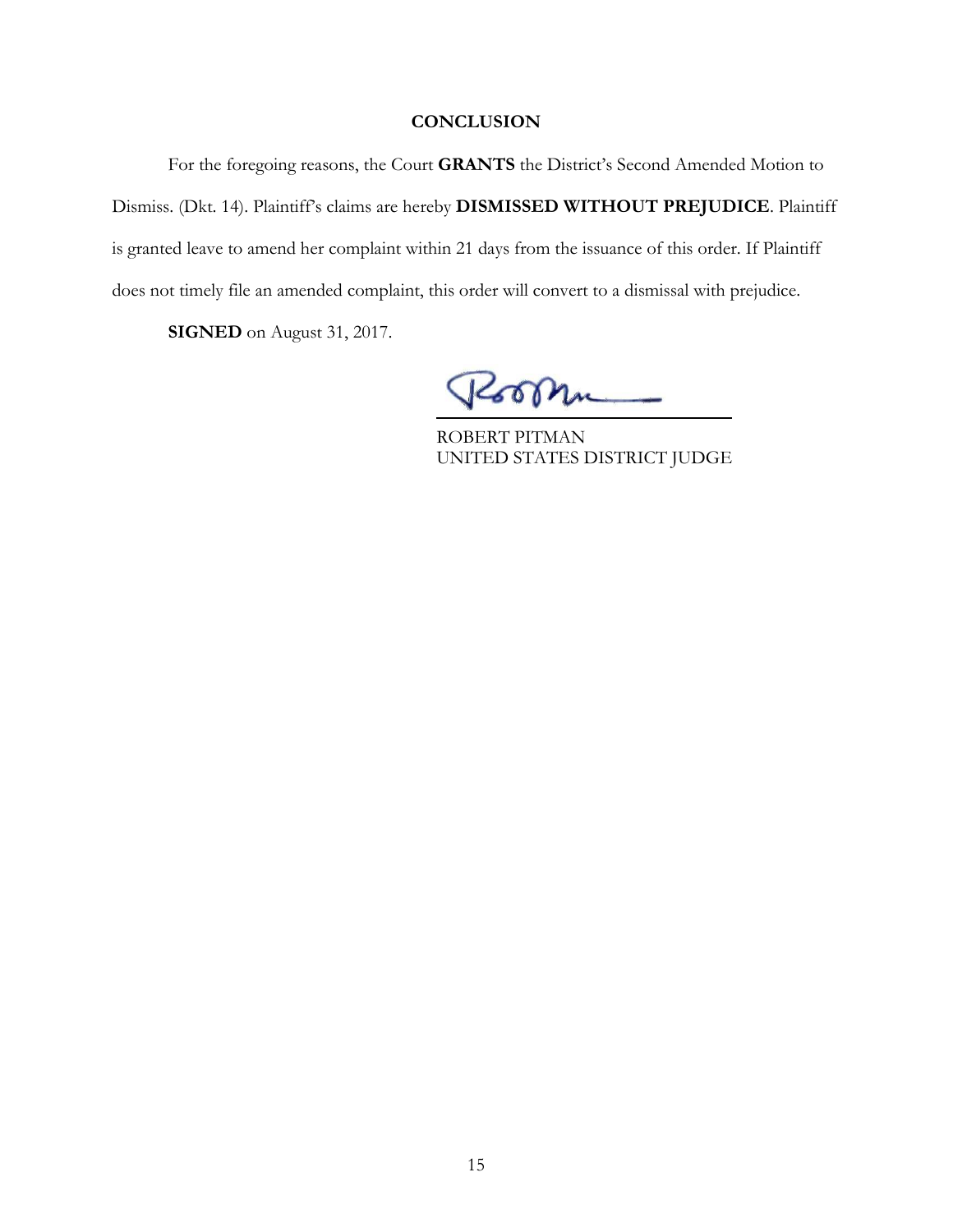## CONCLUSION

For the foregoing reasons, the Court **GRANTS** the District's Second Amended Motion to Dismiss. (Dkt. 14). Plaintiff's claims are hereby **DISMISSED WITHOUT PREJUDICE**. Plaintiff is granted leave to amend her complaint within 21 days from the issuance of this order. If Plaintiff does not timely file an amended complaint, this order will convert to a dismissal with prejudice.

**SIGNED** on August 31, 2017.

ROBERT PITMAN
UNITED STATES DISTRICT JUDGE